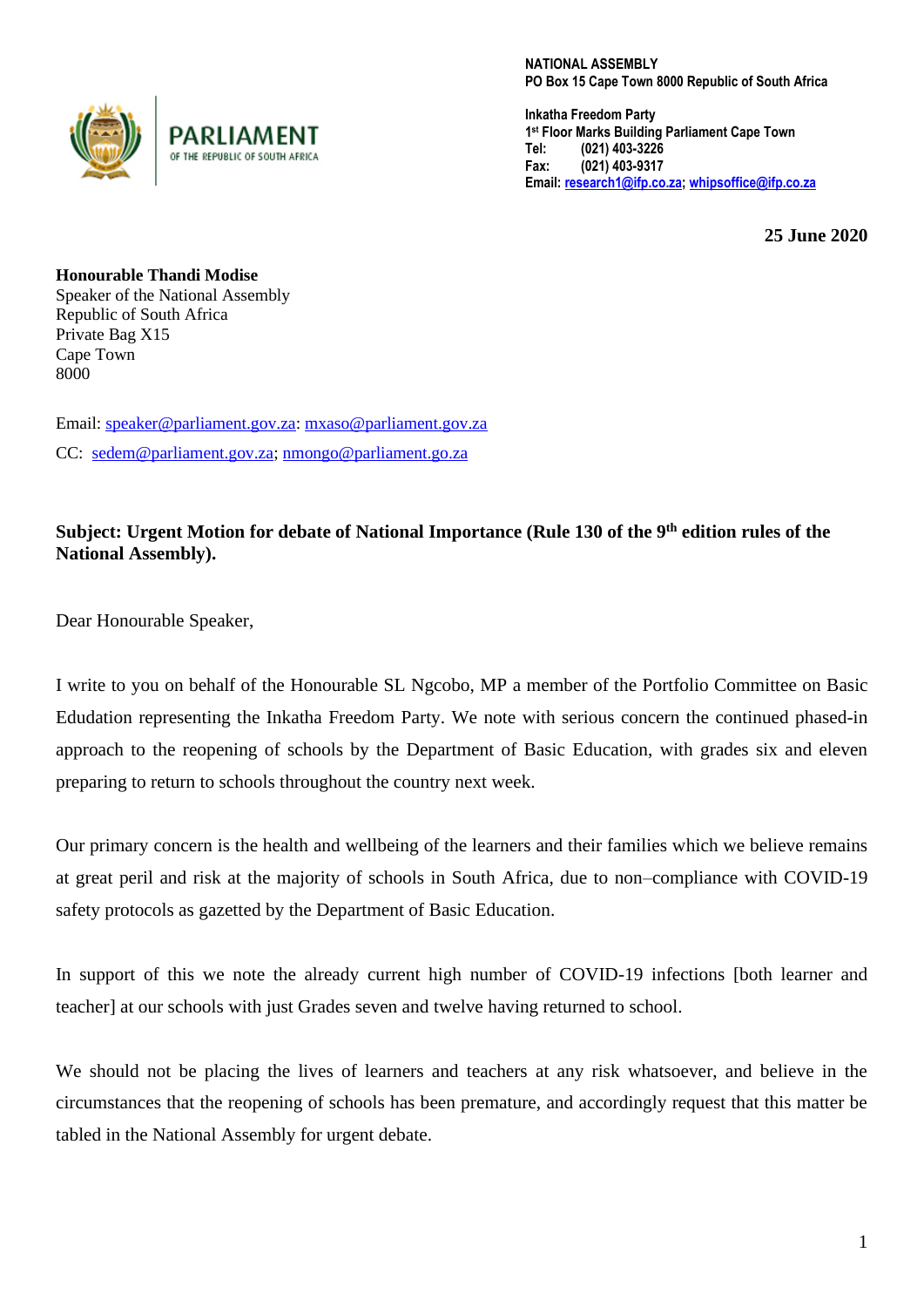PARLIAMENT
OF THE REPUBLIC OF SOUTH AFRICA

**NATIONAL ASSEMBLY**
**PO Box 15 Cape Town 8000 Republic of South Africa**

**Inkatha Freedom Party**
**1st Floor Marks Building Parliament Cape Town**
**Tel: (021) 403-3226**
**Fax: (021) 403-9317**
**Email: research1@ifp.co.za; whipsoffice@ifp.co.za**

**25 June 2020**

**Honourable Thandi Modise**
Speaker of the National Assembly
Republic of South Africa
Private Bag X15
Cape Town
8000

Email: speaker@parliament.gov.za: mxaso@parliament.gov.za

CC: sedem@parliament.gov.za; nmongo@parliament.go.za

**Subject: Urgent Motion for debate of National Importance (Rule 130 of the 9th edition rules of the National Assembly).**

Dear Honourable Speaker,

I write to you on behalf of the Honourable SL Ngcobo, MP a member of the Portfolio Committee on Basic Edudation representing the Inkatha Freedom Party. We note with serious concern the continued phased-in approach to the reopening of schools by the Department of Basic Education, with grades six and eleven preparing to return to schools throughout the country next week.

Our primary concern is the health and wellbeing of the learners and their families which we believe remains at great peril and risk at the majority of schools in South Africa, due to non–compliance with COVID-19 safety protocols as gazetted by the Department of Basic Education.

In support of this we note the already current high number of COVID-19 infections [both learner and teacher] at our schools with just Grades seven and twelve having returned to school.

We should not be placing the lives of learners and teachers at any risk whatsoever, and believe in the circumstances that the reopening of schools has been premature, and accordingly request that this matter be tabled in the National Assembly for urgent debate.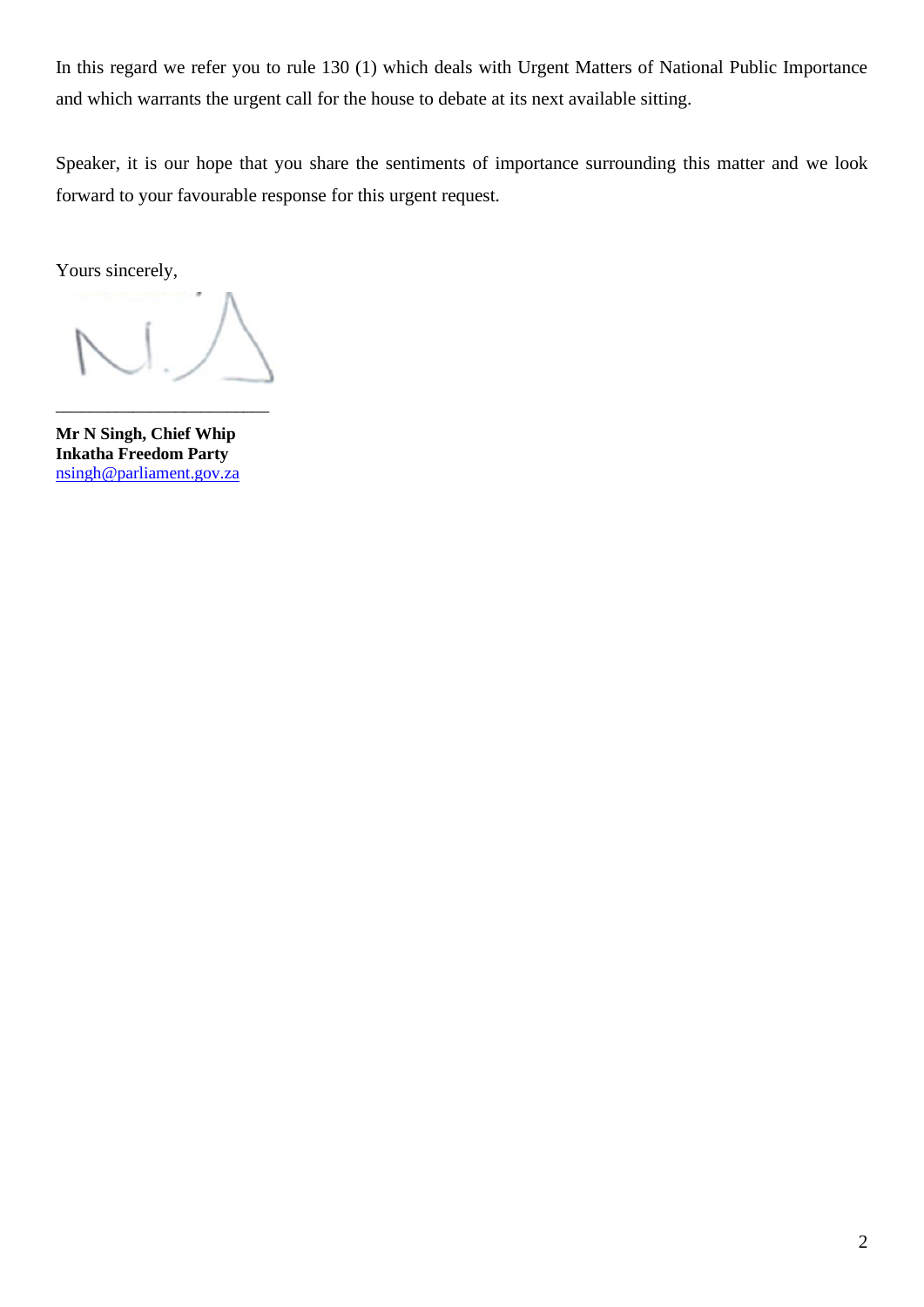In this regard we refer you to rule 130 (1) which deals with Urgent Matters of National Public Importance and which warrants the urgent call for the house to debate at its next available sitting.

Speaker, it is our hope that you share the sentiments of importance surrounding this matter and we look forward to your favourable response for this urgent request.

Yours sincerely,

\_\_\_\_\_\_\_\_\_\_\_\_\_\_\_\_\_\_\_\_\_\_\_\_

**Mr N Singh, Chief Whip**
**Inkatha Freedom Party**
nsingh@parliament.gov.za